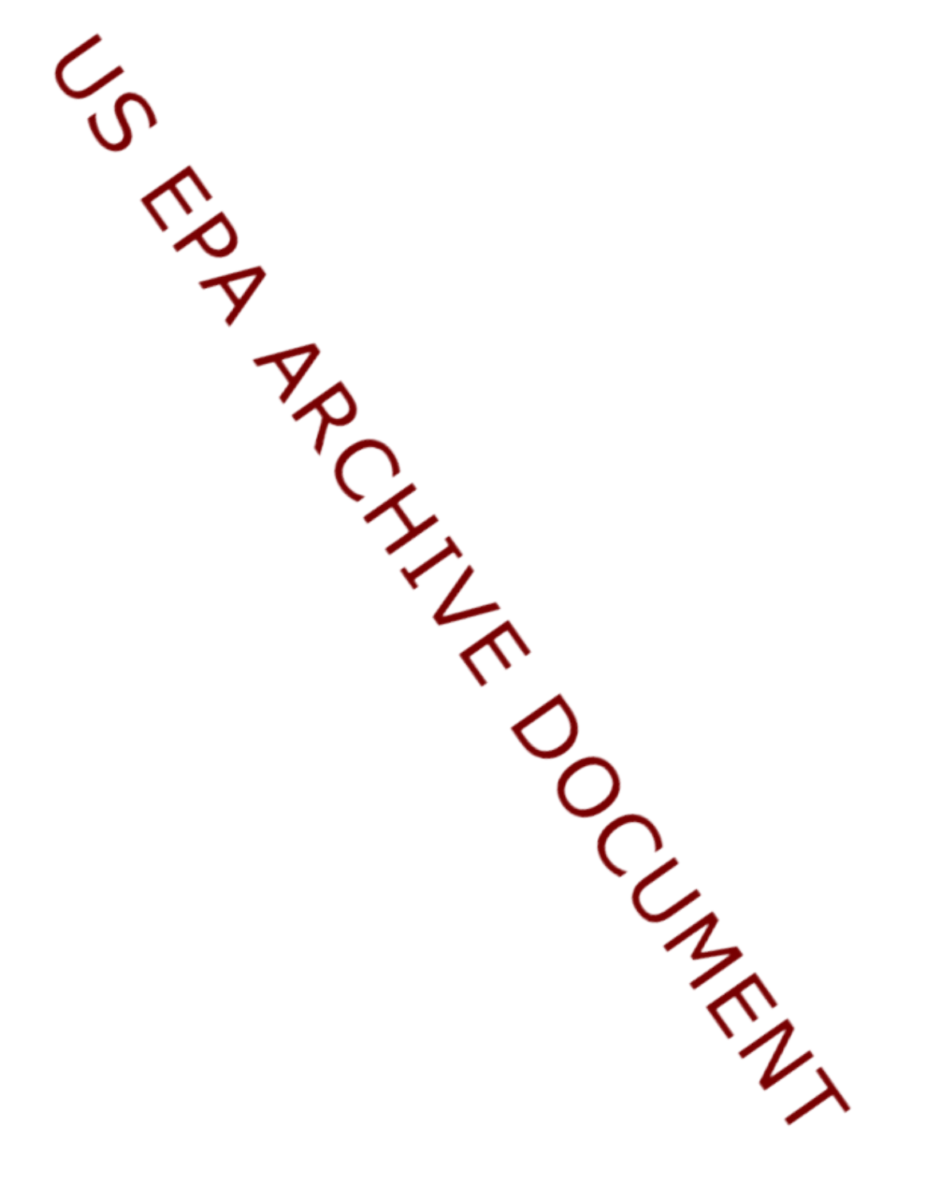US EPA ARCHIVE DOCUMENT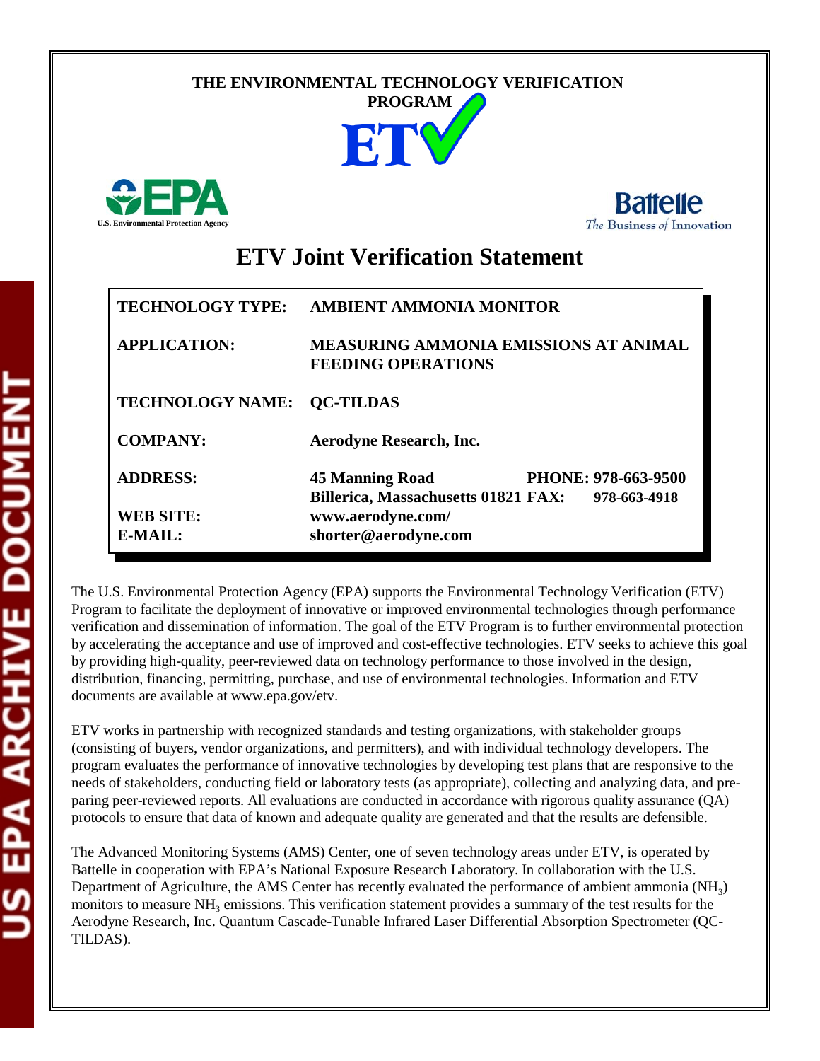THE ENVIRONMENTAL TECHNOLOGY VERIFICATION PROGRAM

ETV

U.S. Environmental Protection Agency

Battelle
The Business of Innovation

# ETV Joint Verification Statement

| | |
|---|---|
| **TECHNOLOGY TYPE:** | **AMBIENT AMMONIA MONITOR** |
| **APPLICATION:** | **MEASURING AMMONIA EMISSIONS AT ANIMAL FEEDING OPERATIONS** |
| **TECHNOLOGY NAME:** | **QC-TILDAS** |
| **COMPANY:** | **Aerodyne Research, Inc.** |
| **ADDRESS:** | **45 Manning Road PHONE: 978-663-9500** <br> **Billerica, Massachusetts 01821 FAX: 978-663-4918** |
| **WEB SITE:** | **www.aerodyne.com/** |
| **E-MAIL:** | **shorter@aerodyne.com** |

The U.S. Environmental Protection Agency (EPA) supports the Environmental Technology Verification (ETV) Program to facilitate the deployment of innovative or improved environmental technologies through performance verification and dissemination of information. The goal of the ETV Program is to further environmental protection by accelerating the acceptance and use of improved and cost-effective technologies. ETV seeks to achieve this goal by providing high-quality, peer-reviewed data on technology performance to those involved in the design, distribution, financing, permitting, purchase, and use of environmental technologies. Information and ETV documents are available at www.epa.gov/etv.

ETV works in partnership with recognized standards and testing organizations, with stakeholder groups (consisting of buyers, vendor organizations, and permitters), and with individual technology developers. The program evaluates the performance of innovative technologies by developing test plans that are responsive to the needs of stakeholders, conducting field or laboratory tests (as appropriate), collecting and analyzing data, and preparing peer-reviewed reports. All evaluations are conducted in accordance with rigorous quality assurance (QA) protocols to ensure that data of known and adequate quality are generated and that the results are defensible.

The Advanced Monitoring Systems (AMS) Center, one of seven technology areas under ETV, is operated by Battelle in cooperation with EPA's National Exposure Research Laboratory. In collaboration with the U.S. Department of Agriculture, the AMS Center has recently evaluated the performance of ambient ammonia ($NH_3$) monitors to measure $NH_3$ emissions. This verification statement provides a summary of the test results for the Aerodyne Research, Inc. Quantum Cascade-Tunable Infrared Laser Differential Absorption Spectrometer (QC-TILDAS).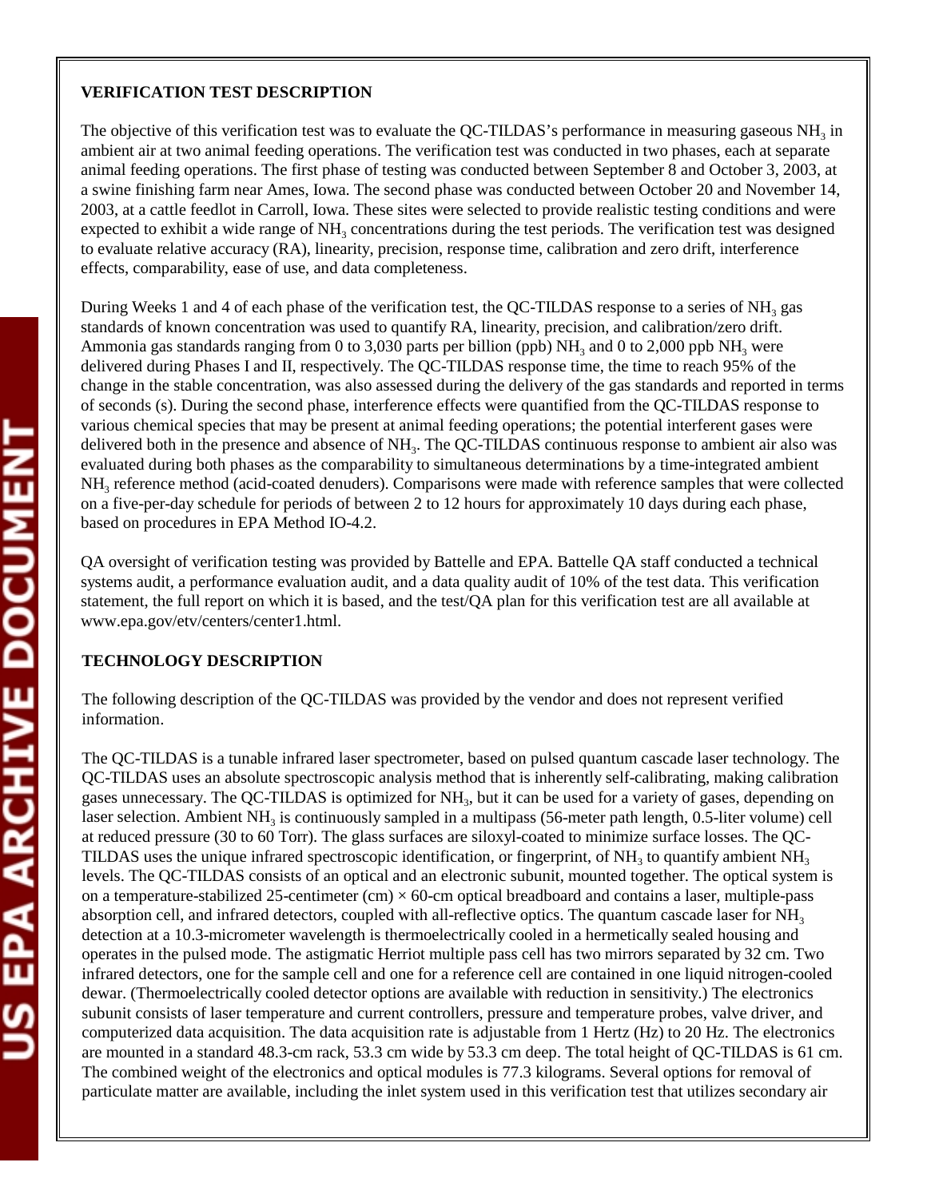**VERIFICATION TEST DESCRIPTION**

The objective of this verification test was to evaluate the QC-TILDAS's performance in measuring gaseous $NH_3$ in ambient air at two animal feeding operations. The verification test was conducted in two phases, each at separate animal feeding operations. The first phase of testing was conducted between September 8 and October 3, 2003, at a swine finishing farm near Ames, Iowa. The second phase was conducted between October 20 and November 14, 2003, at a cattle feedlot in Carroll, Iowa. These sites were selected to provide realistic testing conditions and were expected to exhibit a wide range of $NH_3$ concentrations during the test periods. The verification test was designed to evaluate relative accuracy (RA), linearity, precision, response time, calibration and zero drift, interference effects, comparability, ease of use, and data completeness.

During Weeks 1 and 4 of each phase of the verification test, the QC-TILDAS response to a series of $NH_3$ gas standards of known concentration was used to quantify RA, linearity, precision, and calibration/zero drift. Ammonia gas standards ranging from 0 to 3,030 parts per billion (ppb) $NH_3$ and 0 to 2,000 ppb $NH_3$ were delivered during Phases I and II, respectively. The QC-TILDAS response time, the time to reach 95% of the change in the stable concentration, was also assessed during the delivery of the gas standards and reported in terms of seconds (s). During the second phase, interference effects were quantified from the QC-TILDAS response to various chemical species that may be present at animal feeding operations; the potential interferent gases were delivered both in the presence and absence of $NH_3$. The QC-TILDAS continuous response to ambient air also was evaluated during both phases as the comparability to simultaneous determinations by a time-integrated ambient $NH_3$ reference method (acid-coated denuders). Comparisons were made with reference samples that were collected on a five-per-day schedule for periods of between 2 to 12 hours for approximately 10 days during each phase, based on procedures in EPA Method IO-4.2.

QA oversight of verification testing was provided by Battelle and EPA. Battelle QA staff conducted a technical systems audit, a performance evaluation audit, and a data quality audit of 10% of the test data. This verification statement, the full report on which it is based, and the test/QA plan for this verification test are all available at www.epa.gov/etv/centers/center1.html.

**TECHNOLOGY DESCRIPTION**

The following description of the QC-TILDAS was provided by the vendor and does not represent verified information.

The QC-TILDAS is a tunable infrared laser spectrometer, based on pulsed quantum cascade laser technology. The QC-TILDAS uses an absolute spectroscopic analysis method that is inherently self-calibrating, making calibration gases unnecessary. The QC-TILDAS is optimized for $NH_3$, but it can be used for a variety of gases, depending on laser selection. Ambient $NH_3$ is continuously sampled in a multipass (56-meter path length, 0.5-liter volume) cell at reduced pressure (30 to 60 Torr). The glass surfaces are siloxyl-coated to minimize surface losses. The QC-TILDAS uses the unique infrared spectroscopic identification, or fingerprint, of $NH_3$ to quantify ambient $NH_3$ levels. The QC-TILDAS consists of an optical and an electronic subunit, mounted together. The optical system is on a temperature-stabilized 25-centimeter (cm) × 60-cm optical breadboard and contains a laser, multiple-pass absorption cell, and infrared detectors, coupled with all-reflective optics. The quantum cascade laser for $NH_3$ detection at a 10.3-micrometer wavelength is thermoelectrically cooled in a hermetically sealed housing and operates in the pulsed mode. The astigmatic Herriot multiple pass cell has two mirrors separated by 32 cm. Two infrared detectors, one for the sample cell and one for a reference cell are contained in one liquid nitrogen-cooled dewar. (Thermoelectrically cooled detector options are available with reduction in sensitivity.) The electronics subunit consists of laser temperature and current controllers, pressure and temperature probes, valve driver, and computerized data acquisition. The data acquisition rate is adjustable from 1 Hertz (Hz) to 20 Hz. The electronics are mounted in a standard 48.3-cm rack, 53.3 cm wide by 53.3 cm deep. The total height of QC-TILDAS is 61 cm. The combined weight of the electronics and optical modules is 77.3 kilograms. Several options for removal of particulate matter are available, including the inlet system used in this verification test that utilizes secondary air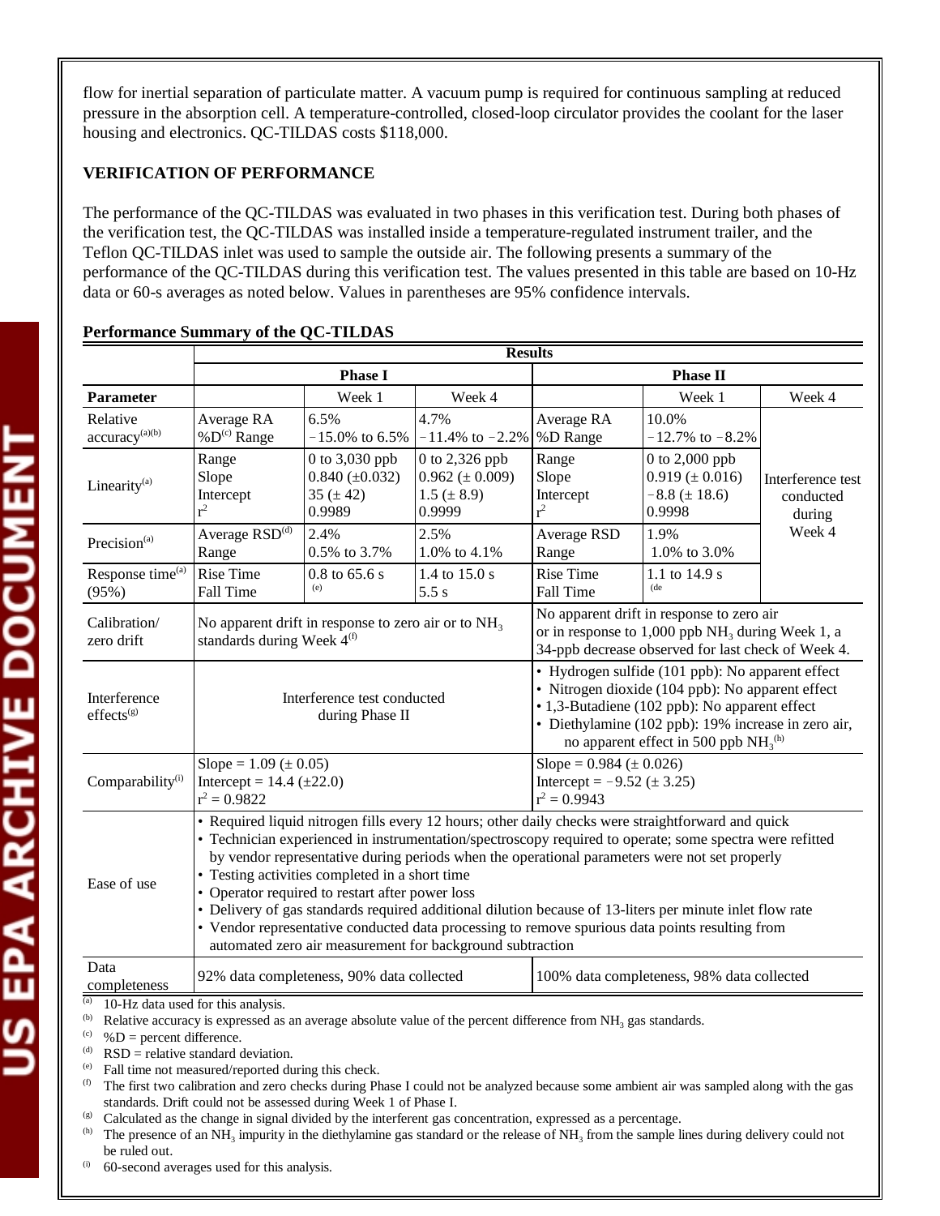flow for inertial separation of particulate matter. A vacuum pump is required for continuous sampling at reduced pressure in the absorption cell. A temperature-controlled, closed-loop circulator provides the coolant for the laser housing and electronics. QC-TILDAS costs $118,000.

## VERIFICATION OF PERFORMANCE

The performance of the QC-TILDAS was evaluated in two phases in this verification test. During both phases of the verification test, the QC-TILDAS was installed inside a temperature-regulated instrument trailer, and the Teflon QC-TILDAS inlet was used to sample the outside air. The following presents a summary of the performance of the QC-TILDAS during this verification test. The values presented in this table are based on 10-Hz data or 60-s averages as noted below. Values in parentheses are 95% confidence intervals.

**Performance Summary of the QC-TILDAS**

| | Results | | | | | |
|---|---|---|---|---|---|---|
| | Phase I | | | Phase II | | |
| **Parameter** | | Week 1 | Week 4 | | Week 1 | Week 4 |
| Relative accuracy[(a)(b)] | Average RA<br>%D[(c)] Range | 6.5%<br>−15.0% to 6.5% | 4.7%<br>−11.4% to −2.2% | Average RA<br>%D Range | 10.0%<br>−12.7% to −8.2% | Interference test conducted during Week 4 |
| Linearity[(a)] | Range<br>Slope<br>Intercept<br>$r^2$ | 0 to 3,030 ppb<br>0.840 (±0.032)<br>35 (± 42)<br>0.9989 | 0 to 2,326 ppb<br>0.962 (± 0.009)<br>1.5 (± 8.9)<br>0.9999 | Range<br>Slope<br>Intercept<br>$r^2$ | 0 to 2,000 ppb<br>0.919 (± 0.016)<br>−8.8 (± 18.6)<br>0.9998 | |
| Precision[(a)] | Average RSD[(d)]<br>Range | 2.4%<br>0.5% to 3.7% | 2.5%<br>1.0% to 4.1% | Average RSD<br>Range | 1.9%<br>1.0% to 3.0% | |
| Response time[(a)] (95%) | Rise Time<br>Fall Time | 0.8 to 65.6 s<br>[(e)] | 1.4 to 15.0 s<br>5.5 s | Rise Time<br>Fall Time | 1.1 to 14.9 s<br>[(de] | |
| Calibration/ zero drift | No apparent drift in response to zero air or to $NH_3$ standards during Week 4[(f)] | | | No apparent drift in response to zero air or in response to 1,000 ppb $NH_3$ during Week 1, a 34-ppb decrease observed for last check of Week 4. | | |
| Interference effects[(g)] | Interference test conducted during Phase II | | | • Hydrogen sulfide (101 ppb): No apparent effect<br>• Nitrogen dioxide (104 ppb): No apparent effect<br>• 1,3-Butadiene (102 ppb): No apparent effect<br>• Diethylamine (102 ppb): 19% increase in zero air, no apparent effect in 500 ppb $NH_3$[(h)] | | |
| Comparability[(i)] | Slope = 1.09 (± 0.05)<br>Intercept = 14.4 (±22.0)<br>$r^2$ = 0.9822 | | | Slope = 0.984 (± 0.026)<br>Intercept = −9.52 (± 3.25)<br>$r^2$ = 0.9943 | | |
| Ease of use | • Required liquid nitrogen fills every 12 hours; other daily checks were straightforward and quick<br>• Technician experienced in instrumentation/spectroscopy required to operate; some spectra were refitted by vendor representative during periods when the operational parameters were not set properly<br>• Testing activities completed in a short time<br>• Operator required to restart after power loss<br>• Delivery of gas standards required additional dilution because of 13-liters per minute inlet flow rate<br>• Vendor representative conducted data processing to remove spurious data points resulting from automated zero air measurement for background subtraction | | | | | |
| Data completeness | 92% data completeness, 90% data collected | | | 100% data completeness, 98% data collected | | |

(a) 10-Hz data used for this analysis.
(b) Relative accuracy is expressed as an average absolute value of the percent difference from $NH_3$ gas standards.
(c) %D = percent difference.
(d) RSD = relative standard deviation.
(e) Fall time not measured/reported during this check.
(f) The first two calibration and zero checks during Phase I could not be analyzed because some ambient air was sampled along with the gas standards. Drift could not be assessed during Week 1 of Phase I.
(g) Calculated as the change in signal divided by the interferent gas concentration, expressed as a percentage.
(h) The presence of an $NH_3$ impurity in the diethylamine gas standard or the release of $NH_3$ from the sample lines during delivery could not be ruled out.
(i) 60-second averages used for this analysis.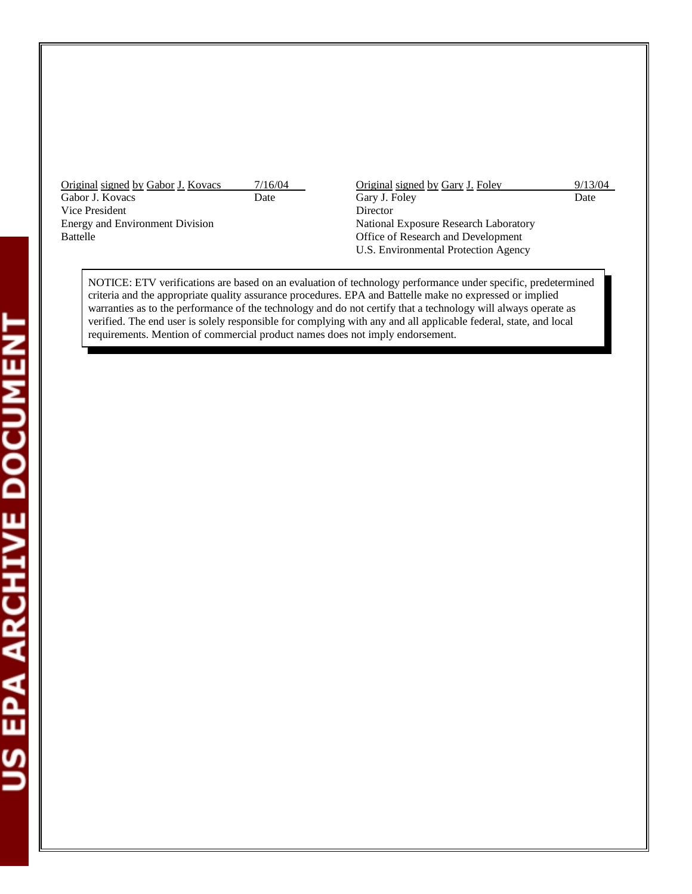Original signed by Gabor J. Kovacs 7/16/04
Gabor J. Kovacs Date
Vice President
Energy and Environment Division
Battelle

Original signed by Gary J. Foley 9/13/04
Gary J. Foley Date
Director
National Exposure Research Laboratory
Office of Research and Development
U.S. Environmental Protection Agency

NOTICE: ETV verifications are based on an evaluation of technology performance under specific, predetermined criteria and the appropriate quality assurance procedures. EPA and Battelle make no expressed or implied warranties as to the performance of the technology and do not certify that a technology will always operate as verified. The end user is solely responsible for complying with any and all applicable federal, state, and local requirements. Mention of commercial product names does not imply endorsement.